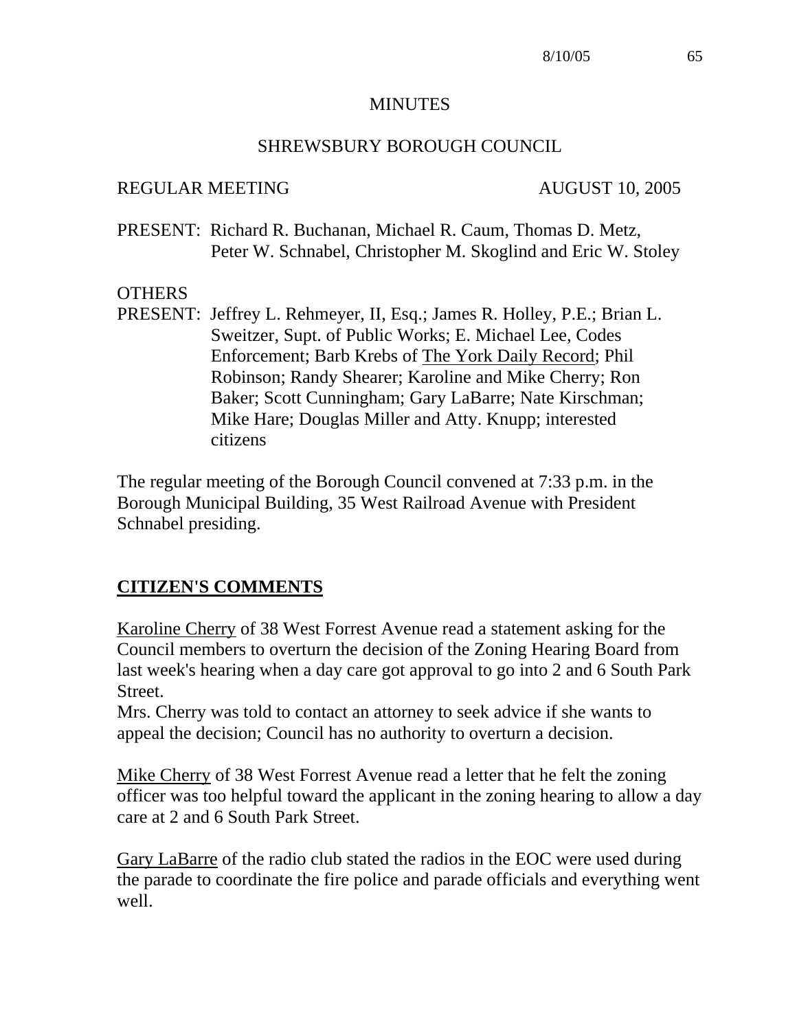MINUTES

SHREWSBURY BOROUGH COUNCIL

REGULAR MEETING AUGUST 10, 2005

PRESENT: Richard R. Buchanan, Michael R. Caum, Thomas D. Metz, Peter W. Schnabel, Christopher M. Skoglind and Eric W. Stoley

OTHERS
PRESENT: Jeffrey L. Rehmeyer, II, Esq.; James R. Holley, P.E.; Brian L. Sweitzer, Supt. of Public Works; E. Michael Lee, Codes Enforcement; Barb Krebs of The York Daily Record; Phil Robinson; Randy Shearer; Karoline and Mike Cherry; Ron Baker; Scott Cunningham; Gary LaBarre; Nate Kirschman; Mike Hare; Douglas Miller and Atty. Knupp; interested citizens

The regular meeting of the Borough Council convened at 7:33 p.m. in the Borough Municipal Building, 35 West Railroad Avenue with President Schnabel presiding.

## CITIZEN'S COMMENTS

Karoline Cherry of 38 West Forrest Avenue read a statement asking for the Council members to overturn the decision of the Zoning Hearing Board from last week's hearing when a day care got approval to go into 2 and 6 South Park Street.
Mrs. Cherry was told to contact an attorney to seek advice if she wants to appeal the decision; Council has no authority to overturn a decision.

Mike Cherry of 38 West Forrest Avenue read a letter that he felt the zoning officer was too helpful toward the applicant in the zoning hearing to allow a day care at 2 and 6 South Park Street.

Gary LaBarre of the radio club stated the radios in the EOC were used during the parade to coordinate the fire police and parade officials and everything went well.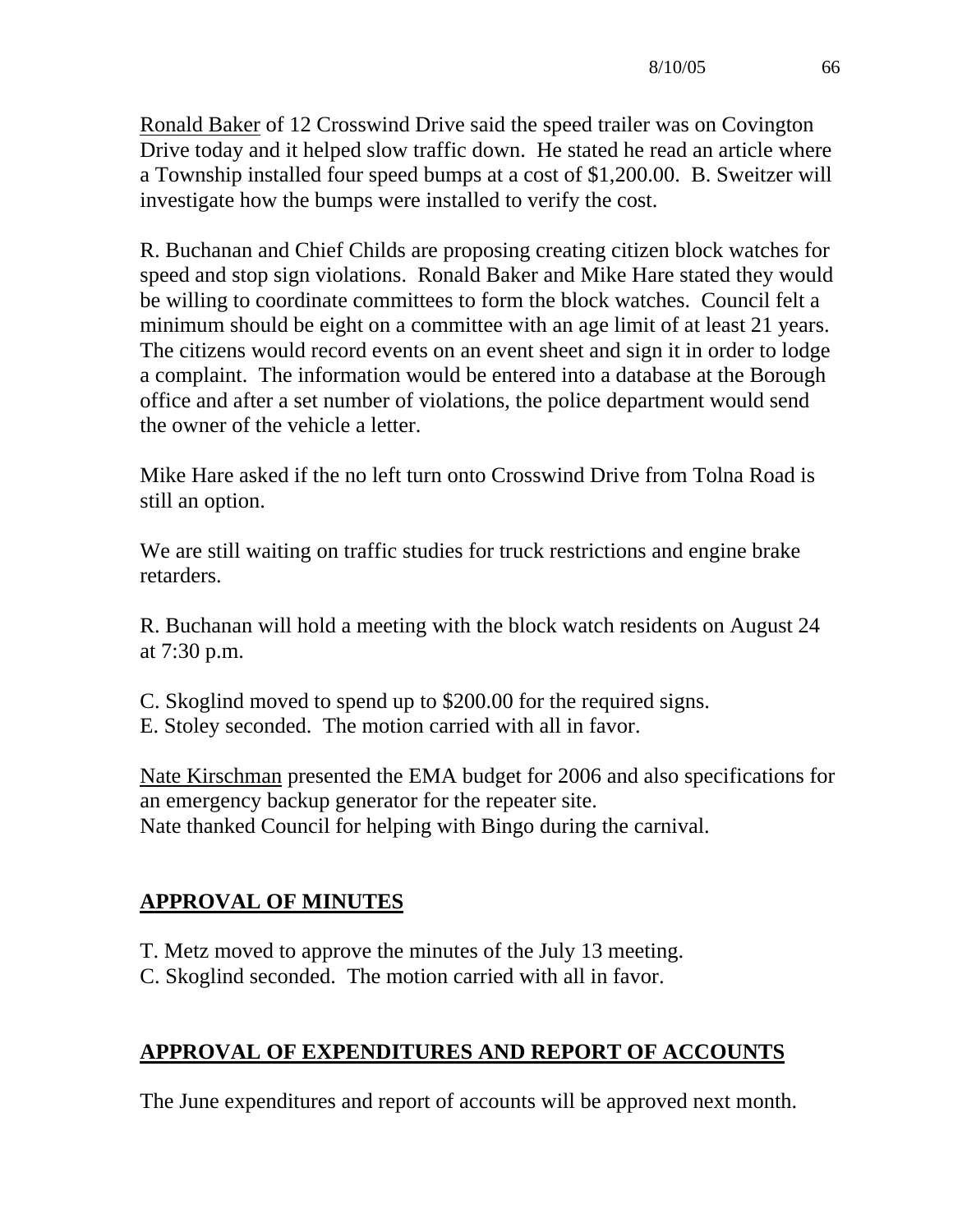<u>Ronald Baker</u> of 12 Crosswind Drive said the speed trailer was on Covington Drive today and it helped slow traffic down. He stated he read an article where a Township installed four speed bumps at a cost of $1,200.00. B. Sweitzer will investigate how the bumps were installed to verify the cost.

R. Buchanan and Chief Childs are proposing creating citizen block watches for speed and stop sign violations. Ronald Baker and Mike Hare stated they would be willing to coordinate committees to form the block watches. Council felt a minimum should be eight on a committee with an age limit of at least 21 years. The citizens would record events on an event sheet and sign it in order to lodge a complaint. The information would be entered into a database at the Borough office and after a set number of violations, the police department would send the owner of the vehicle a letter.

Mike Hare asked if the no left turn onto Crosswind Drive from Tolna Road is still an option.

We are still waiting on traffic studies for truck restrictions and engine brake retarders.

R. Buchanan will hold a meeting with the block watch residents on August 24 at 7:30 p.m.

C. Skoglind moved to spend up to $200.00 for the required signs.
E. Stoley seconded. The motion carried with all in favor.

<u>Nate Kirschman</u> presented the EMA budget for 2006 and also specifications for an emergency backup generator for the repeater site.
Nate thanked Council for helping with Bingo during the carnival.

## <u>APPROVAL OF MINUTES</u>

T. Metz moved to approve the minutes of the July 13 meeting.
C. Skoglind seconded. The motion carried with all in favor.

## <u>APPROVAL OF EXPENDITURES AND REPORT OF ACCOUNTS</u>

The June expenditures and report of accounts will be approved next month.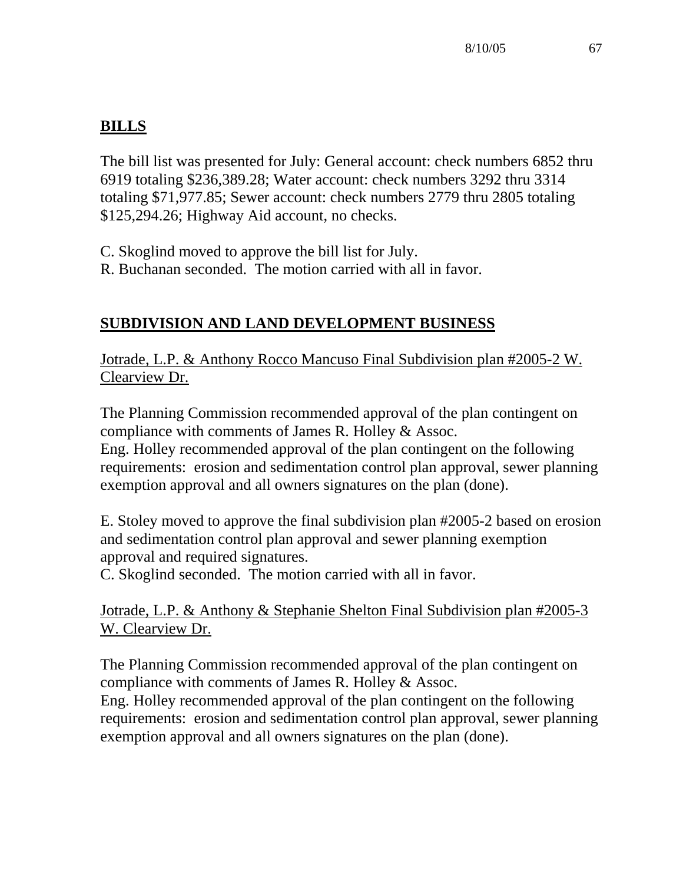## BILLS

The bill list was presented for July: General account: check numbers 6852 thru 6919 totaling $236,389.28; Water account: check numbers 3292 thru 3314 totaling $71,977.85; Sewer account: check numbers 2779 thru 2805 totaling $125,294.26; Highway Aid account, no checks.

C. Skoglind moved to approve the bill list for July.
R. Buchanan seconded. The motion carried with all in favor.

## SUBDIVISION AND LAND DEVELOPMENT BUSINESS

Jotrade, L.P. & Anthony Rocco Mancuso Final Subdivision plan #2005-2 W. Clearview Dr.

The Planning Commission recommended approval of the plan contingent on compliance with comments of James R. Holley & Assoc.
Eng. Holley recommended approval of the plan contingent on the following requirements: erosion and sedimentation control plan approval, sewer planning exemption approval and all owners signatures on the plan (done).

E. Stoley moved to approve the final subdivision plan #2005-2 based on erosion and sedimentation control plan approval and sewer planning exemption approval and required signatures.
C. Skoglind seconded. The motion carried with all in favor.

Jotrade, L.P. & Anthony & Stephanie Shelton Final Subdivision plan #2005-3 W. Clearview Dr.

The Planning Commission recommended approval of the plan contingent on compliance with comments of James R. Holley & Assoc.
Eng. Holley recommended approval of the plan contingent on the following requirements: erosion and sedimentation control plan approval, sewer planning exemption approval and all owners signatures on the plan (done).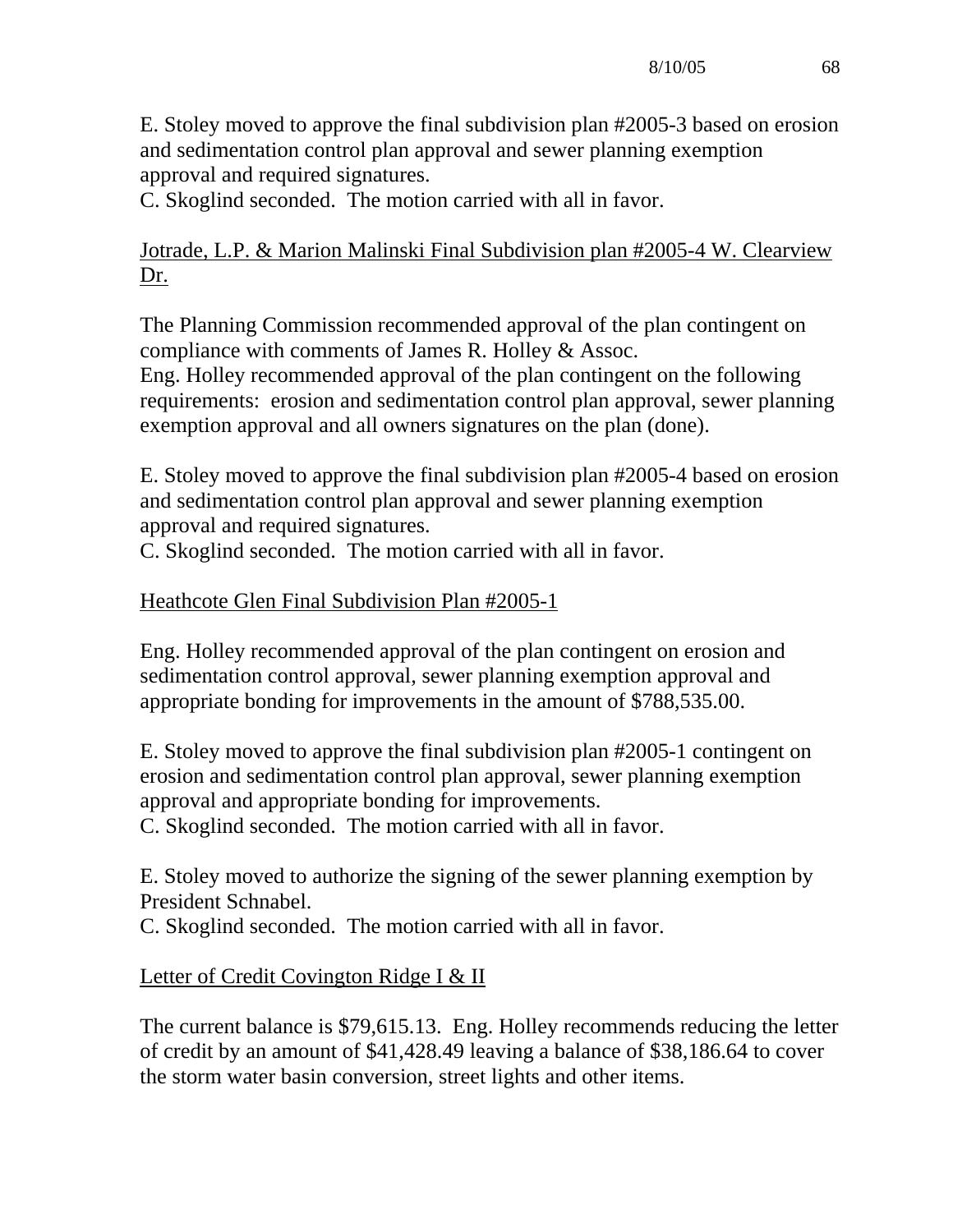E. Stoley moved to approve the final subdivision plan #2005-3 based on erosion and sedimentation control plan approval and sewer planning exemption approval and required signatures.
C. Skoglind seconded. The motion carried with all in favor.

<u>Jotrade, L.P. & Marion Malinski Final Subdivision plan #2005-4 W. Clearview Dr.</u>

The Planning Commission recommended approval of the plan contingent on compliance with comments of James R. Holley & Assoc.
Eng. Holley recommended approval of the plan contingent on the following requirements: erosion and sedimentation control plan approval, sewer planning exemption approval and all owners signatures on the plan (done).

E. Stoley moved to approve the final subdivision plan #2005-4 based on erosion and sedimentation control plan approval and sewer planning exemption approval and required signatures.
C. Skoglind seconded. The motion carried with all in favor.

<u>Heathcote Glen Final Subdivision Plan #2005-1</u>

Eng. Holley recommended approval of the plan contingent on erosion and sedimentation control approval, sewer planning exemption approval and appropriate bonding for improvements in the amount of $788,535.00.

E. Stoley moved to approve the final subdivision plan #2005-1 contingent on erosion and sedimentation control plan approval, sewer planning exemption approval and appropriate bonding for improvements.
C. Skoglind seconded. The motion carried with all in favor.

E. Stoley moved to authorize the signing of the sewer planning exemption by President Schnabel.
C. Skoglind seconded. The motion carried with all in favor.

<u>Letter of Credit Covington Ridge I & II</u>

The current balance is $79,615.13. Eng. Holley recommends reducing the letter of credit by an amount of $41,428.49 leaving a balance of $38,186.64 to cover the storm water basin conversion, street lights and other items.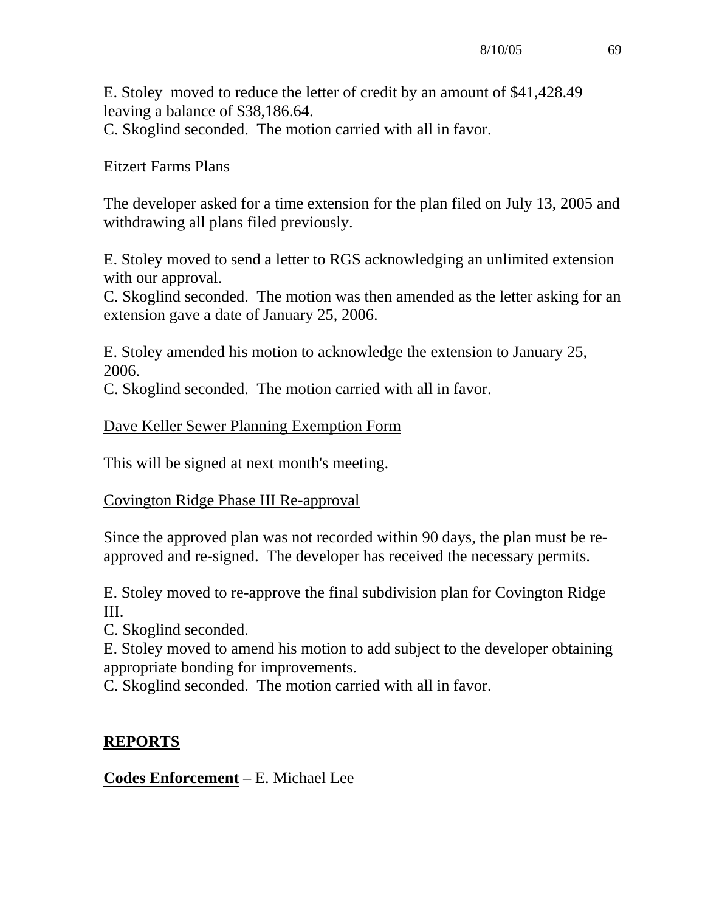E. Stoley moved to reduce the letter of credit by an amount of $41,428.49 leaving a balance of $38,186.64.
C. Skoglind seconded. The motion carried with all in favor.

Eitzert Farms Plans

The developer asked for a time extension for the plan filed on July 13, 2005 and withdrawing all plans filed previously.

E. Stoley moved to send a letter to RGS acknowledging an unlimited extension with our approval.
C. Skoglind seconded. The motion was then amended as the letter asking for an extension gave a date of January 25, 2006.

E. Stoley amended his motion to acknowledge the extension to January 25, 2006.
C. Skoglind seconded. The motion carried with all in favor.

Dave Keller Sewer Planning Exemption Form

This will be signed at next month's meeting.

Covington Ridge Phase III Re-approval

Since the approved plan was not recorded within 90 days, the plan must be re-approved and re-signed. The developer has received the necessary permits.

E. Stoley moved to re-approve the final subdivision plan for Covington Ridge III.
C. Skoglind seconded.
E. Stoley moved to amend his motion to add subject to the developer obtaining appropriate bonding for improvements.
C. Skoglind seconded. The motion carried with all in favor.

## REPORTS

**Codes Enforcement** – E. Michael Lee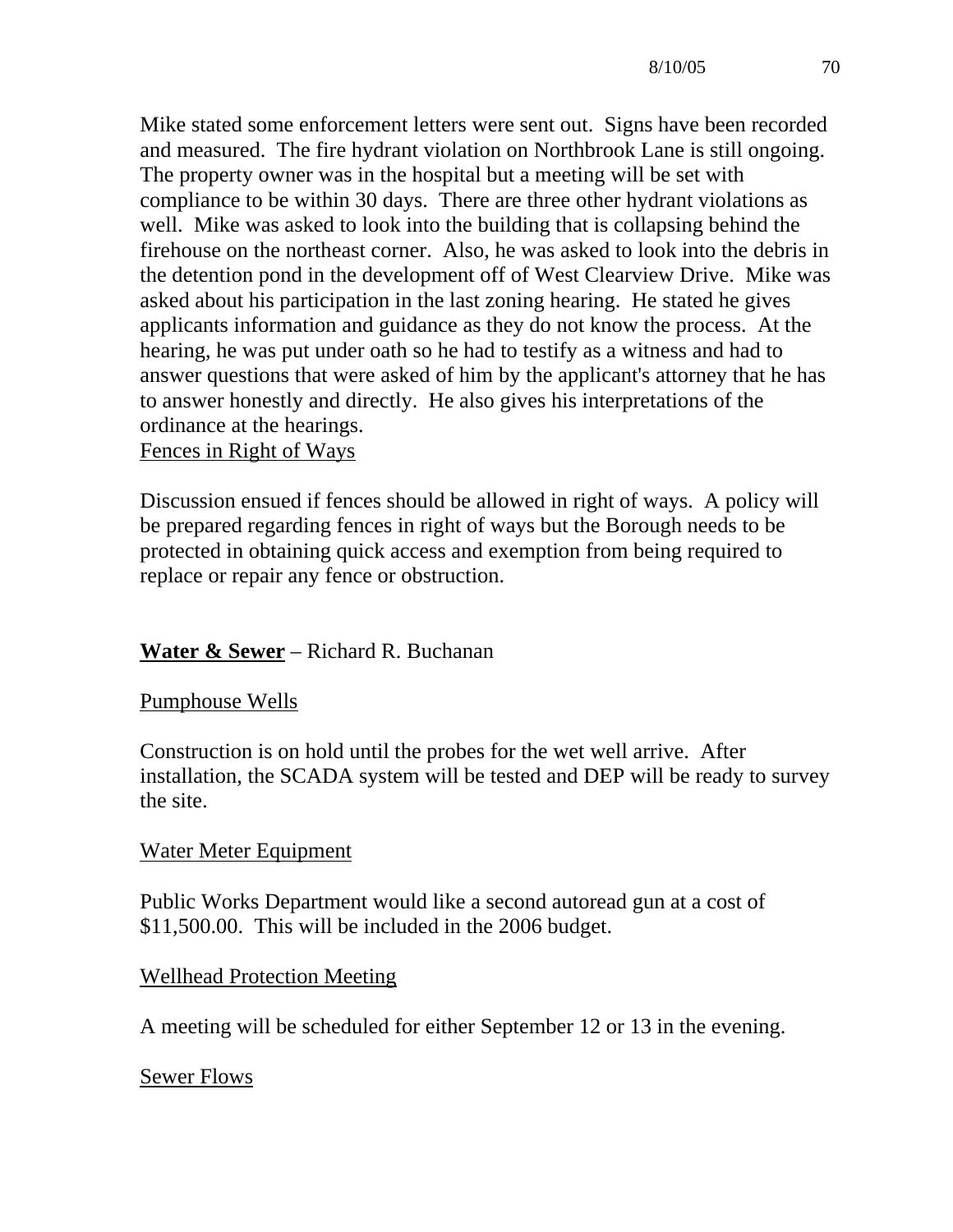Mike stated some enforcement letters were sent out. Signs have been recorded and measured. The fire hydrant violation on Northbrook Lane is still ongoing. The property owner was in the hospital but a meeting will be set with compliance to be within 30 days. There are three other hydrant violations as well. Mike was asked to look into the building that is collapsing behind the firehouse on the northeast corner. Also, he was asked to look into the debris in the detention pond in the development off of West Clearview Drive. Mike was asked about his participation in the last zoning hearing. He stated he gives applicants information and guidance as they do not know the process. At the hearing, he was put under oath so he had to testify as a witness and had to answer questions that were asked of him by the applicant's attorney that he has to answer honestly and directly. He also gives his interpretations of the ordinance at the hearings.

Fences in Right of Ways

Discussion ensued if fences should be allowed in right of ways. A policy will be prepared regarding fences in right of ways but the Borough needs to be protected in obtaining quick access and exemption from being required to replace or repair any fence or obstruction.

**Water & Sewer** – Richard R. Buchanan

Pumphouse Wells

Construction is on hold until the probes for the wet well arrive. After installation, the SCADA system will be tested and DEP will be ready to survey the site.

Water Meter Equipment

Public Works Department would like a second autoread gun at a cost of $11,500.00. This will be included in the 2006 budget.

Wellhead Protection Meeting

A meeting will be scheduled for either September 12 or 13 in the evening.

Sewer Flows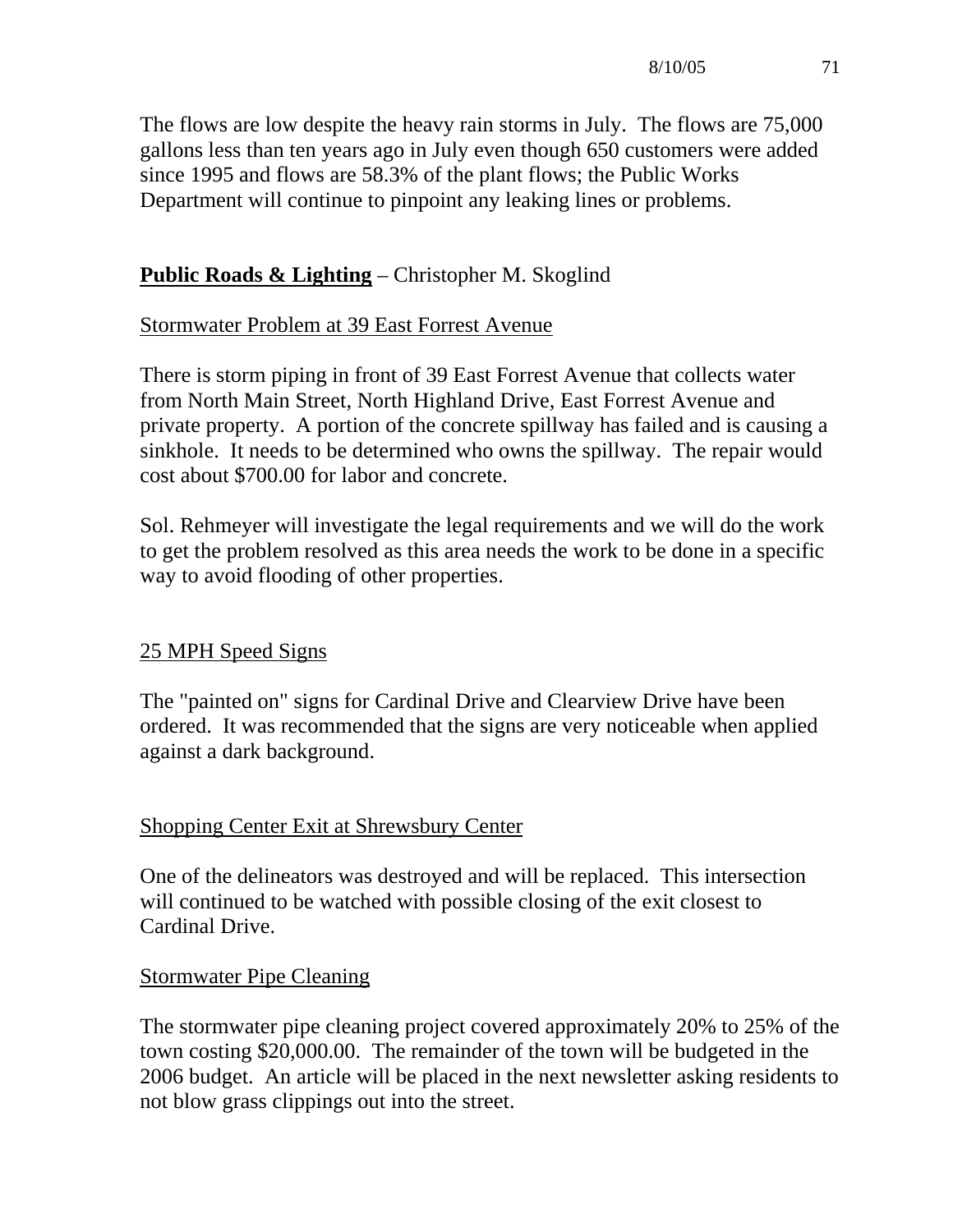The flows are low despite the heavy rain storms in July. The flows are 75,000 gallons less than ten years ago in July even though 650 customers were added since 1995 and flows are 58.3% of the plant flows; the Public Works Department will continue to pinpoint any leaking lines or problems.

**Public Roads & Lighting** – Christopher M. Skoglind

Stormwater Problem at 39 East Forrest Avenue

There is storm piping in front of 39 East Forrest Avenue that collects water from North Main Street, North Highland Drive, East Forrest Avenue and private property. A portion of the concrete spillway has failed and is causing a sinkhole. It needs to be determined who owns the spillway. The repair would cost about $700.00 for labor and concrete.

Sol. Rehmeyer will investigate the legal requirements and we will do the work to get the problem resolved as this area needs the work to be done in a specific way to avoid flooding of other properties.

25 MPH Speed Signs

The "painted on" signs for Cardinal Drive and Clearview Drive have been ordered. It was recommended that the signs are very noticeable when applied against a dark background.

Shopping Center Exit at Shrewsbury Center

One of the delineators was destroyed and will be replaced. This intersection will continued to be watched with possible closing of the exit closest to Cardinal Drive.

Stormwater Pipe Cleaning

The stormwater pipe cleaning project covered approximately 20% to 25% of the town costing $20,000.00. The remainder of the town will be budgeted in the 2006 budget. An article will be placed in the next newsletter asking residents to not blow grass clippings out into the street.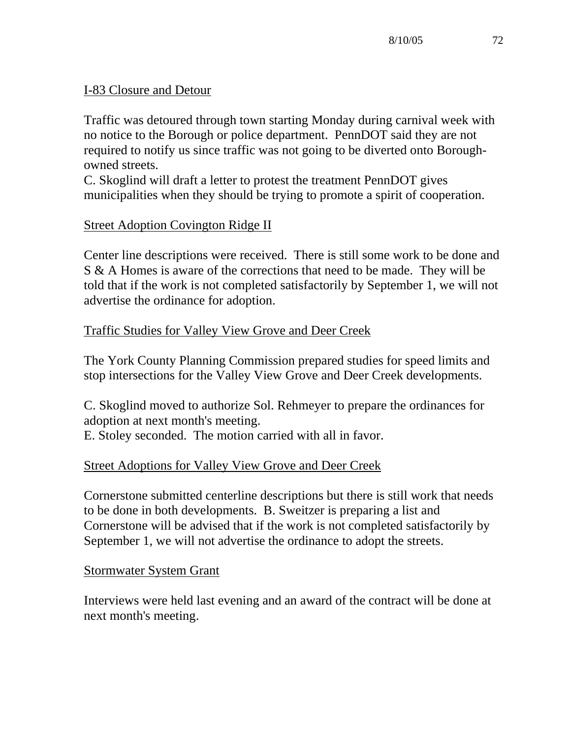## I-83 Closure and Detour

Traffic was detoured through town starting Monday during carnival week with no notice to the Borough or police department. PennDOT said they are not required to notify us since traffic was not going to be diverted onto Borough-owned streets.
C. Skoglind will draft a letter to protest the treatment PennDOT gives municipalities when they should be trying to promote a spirit of cooperation.

## Street Adoption Covington Ridge II

Center line descriptions were received. There is still some work to be done and S & A Homes is aware of the corrections that need to be made. They will be told that if the work is not completed satisfactorily by September 1, we will not advertise the ordinance for adoption.

## Traffic Studies for Valley View Grove and Deer Creek

The York County Planning Commission prepared studies for speed limits and stop intersections for the Valley View Grove and Deer Creek developments.

C. Skoglind moved to authorize Sol. Rehmeyer to prepare the ordinances for adoption at next month's meeting.
E. Stoley seconded. The motion carried with all in favor.

## Street Adoptions for Valley View Grove and Deer Creek

Cornerstone submitted centerline descriptions but there is still work that needs to be done in both developments. B. Sweitzer is preparing a list and Cornerstone will be advised that if the work is not completed satisfactorily by September 1, we will not advertise the ordinance to adopt the streets.

## Stormwater System Grant

Interviews were held last evening and an award of the contract will be done at next month's meeting.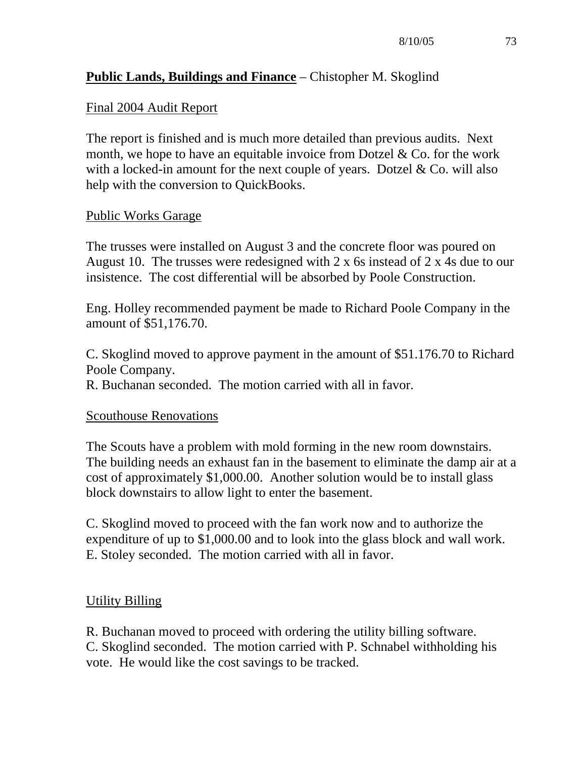**Public Lands, Buildings and Finance** – Chistopher M. Skoglind

Final 2004 Audit Report

The report is finished and is much more detailed than previous audits. Next month, we hope to have an equitable invoice from Dotzel & Co. for the work with a locked-in amount for the next couple of years. Dotzel & Co. will also help with the conversion to QuickBooks.

Public Works Garage

The trusses were installed on August 3 and the concrete floor was poured on August 10. The trusses were redesigned with 2 x 6s instead of 2 x 4s due to our insistence. The cost differential will be absorbed by Poole Construction.

Eng. Holley recommended payment be made to Richard Poole Company in the amount of $51,176.70.

C. Skoglind moved to approve payment in the amount of $51.176.70 to Richard Poole Company.
R. Buchanan seconded. The motion carried with all in favor.

Scouthouse Renovations

The Scouts have a problem with mold forming in the new room downstairs. The building needs an exhaust fan in the basement to eliminate the damp air at a cost of approximately $1,000.00. Another solution would be to install glass block downstairs to allow light to enter the basement.

C. Skoglind moved to proceed with the fan work now and to authorize the expenditure of up to $1,000.00 and to look into the glass block and wall work.
E. Stoley seconded. The motion carried with all in favor.

Utility Billing

R. Buchanan moved to proceed with ordering the utility billing software.
C. Skoglind seconded. The motion carried with P. Schnabel withholding his vote. He would like the cost savings to be tracked.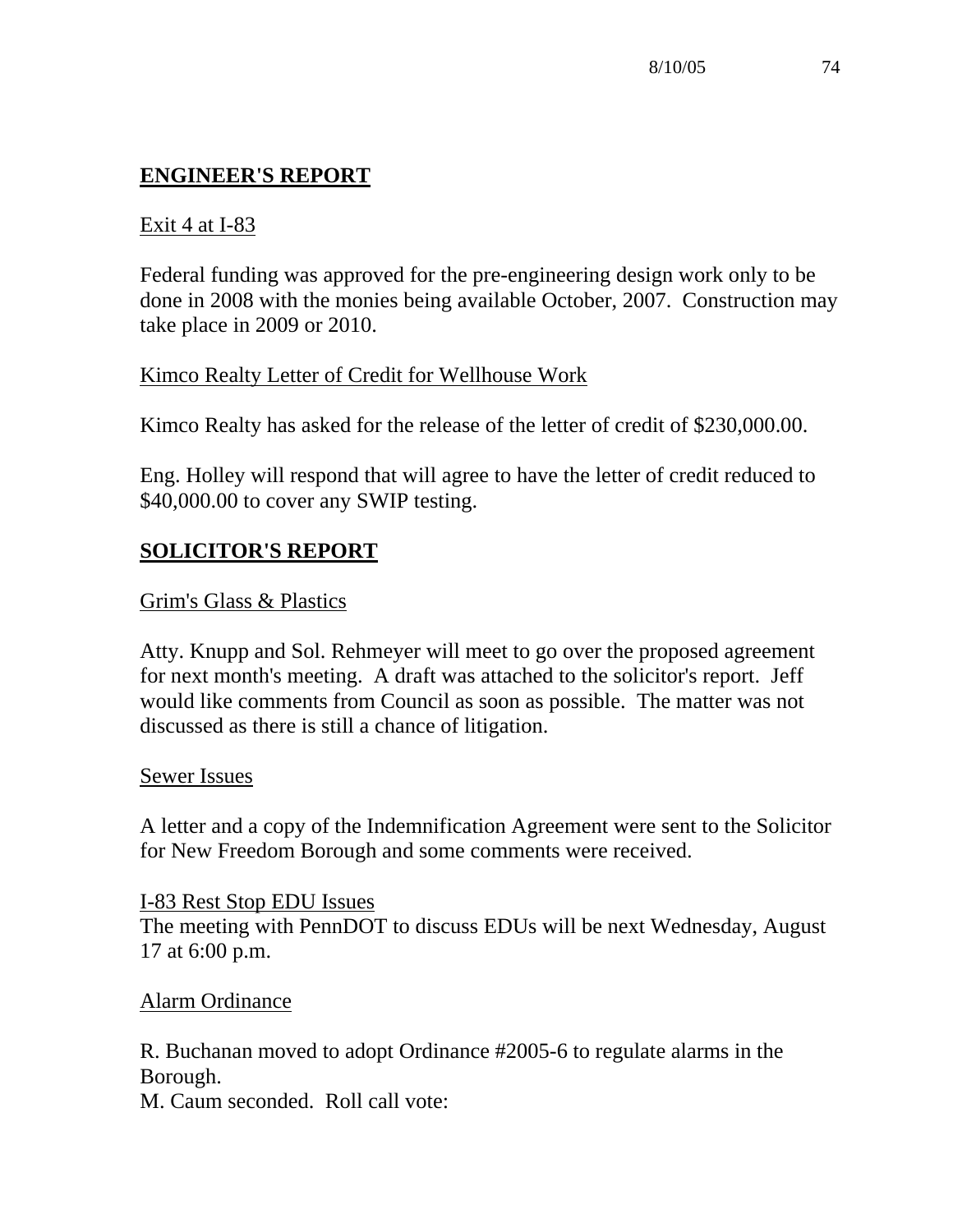## ENGINEER'S REPORT

Exit 4 at I-83

Federal funding was approved for the pre-engineering design work only to be done in 2008 with the monies being available October, 2007. Construction may take place in 2009 or 2010.

Kimco Realty Letter of Credit for Wellhouse Work

Kimco Realty has asked for the release of the letter of credit of $230,000.00.

Eng. Holley will respond that will agree to have the letter of credit reduced to $40,000.00 to cover any SWIP testing.

## SOLICITOR'S REPORT

Grim's Glass & Plastics

Atty. Knupp and Sol. Rehmeyer will meet to go over the proposed agreement for next month's meeting. A draft was attached to the solicitor's report. Jeff would like comments from Council as soon as possible. The matter was not discussed as there is still a chance of litigation.

Sewer Issues

A letter and a copy of the Indemnification Agreement were sent to the Solicitor for New Freedom Borough and some comments were received.

I-83 Rest Stop EDU Issues
The meeting with PennDOT to discuss EDUs will be next Wednesday, August 17 at 6:00 p.m.

Alarm Ordinance

R. Buchanan moved to adopt Ordinance #2005-6 to regulate alarms in the Borough.
M. Caum seconded. Roll call vote: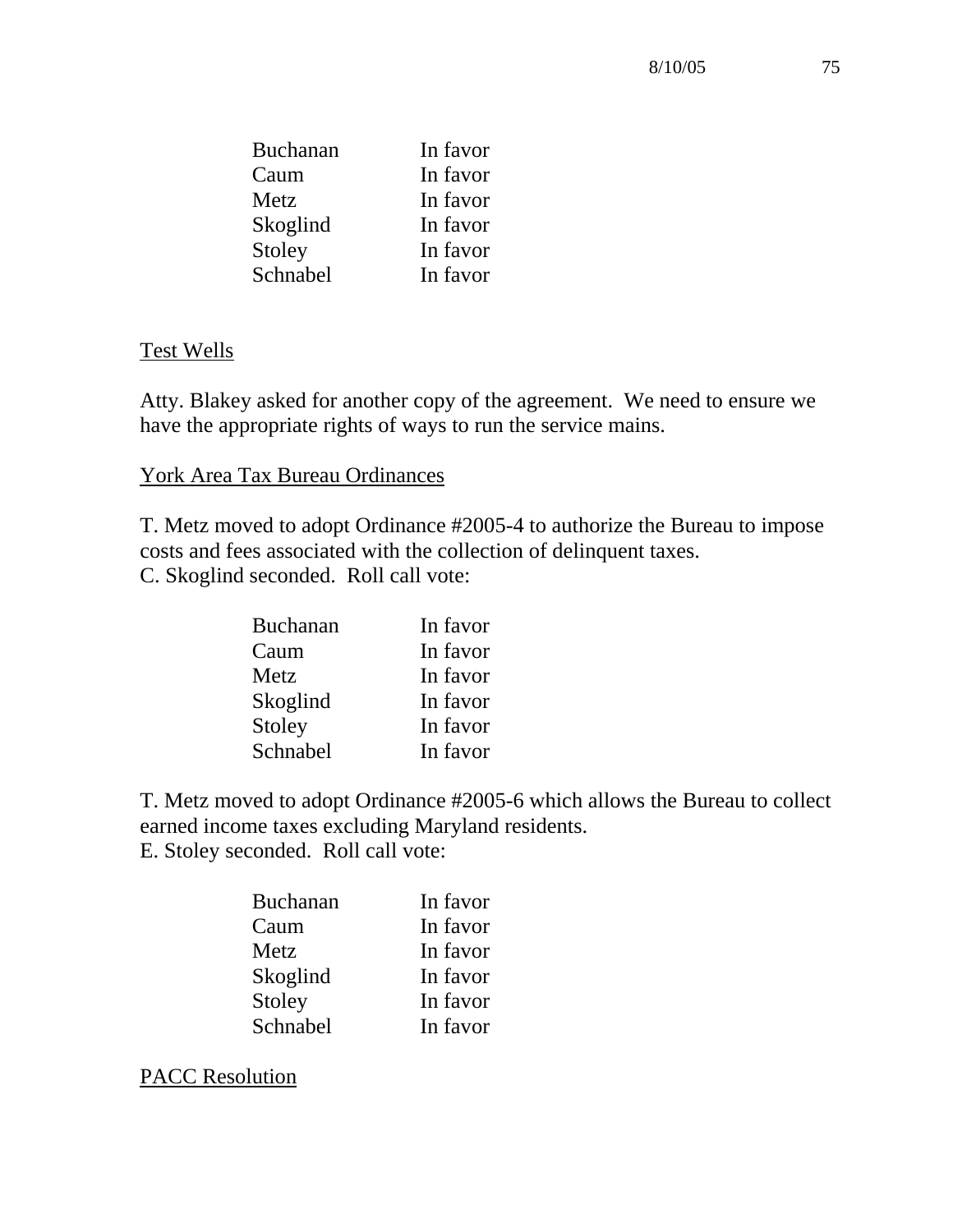| Buchanan | In favor |
|---|---|
| Caum | In favor |
| Metz | In favor |
| Skoglind | In favor |
| Stoley | In favor |
| Schnabel | In favor |

Test Wells

Atty. Blakey asked for another copy of the agreement. We need to ensure we have the appropriate rights of ways to run the service mains.

York Area Tax Bureau Ordinances

T. Metz moved to adopt Ordinance #2005-4 to authorize the Bureau to impose costs and fees associated with the collection of delinquent taxes.
C. Skoglind seconded. Roll call vote:

| Buchanan | In favor |
|---|---|
| Caum | In favor |
| Metz | In favor |
| Skoglind | In favor |
| Stoley | In favor |
| Schnabel | In favor |

T. Metz moved to adopt Ordinance #2005-6 which allows the Bureau to collect earned income taxes excluding Maryland residents.
E. Stoley seconded. Roll call vote:

| Buchanan | In favor |
|---|---|
| Caum | In favor |
| Metz | In favor |
| Skoglind | In favor |
| Stoley | In favor |
| Schnabel | In favor |

PACC Resolution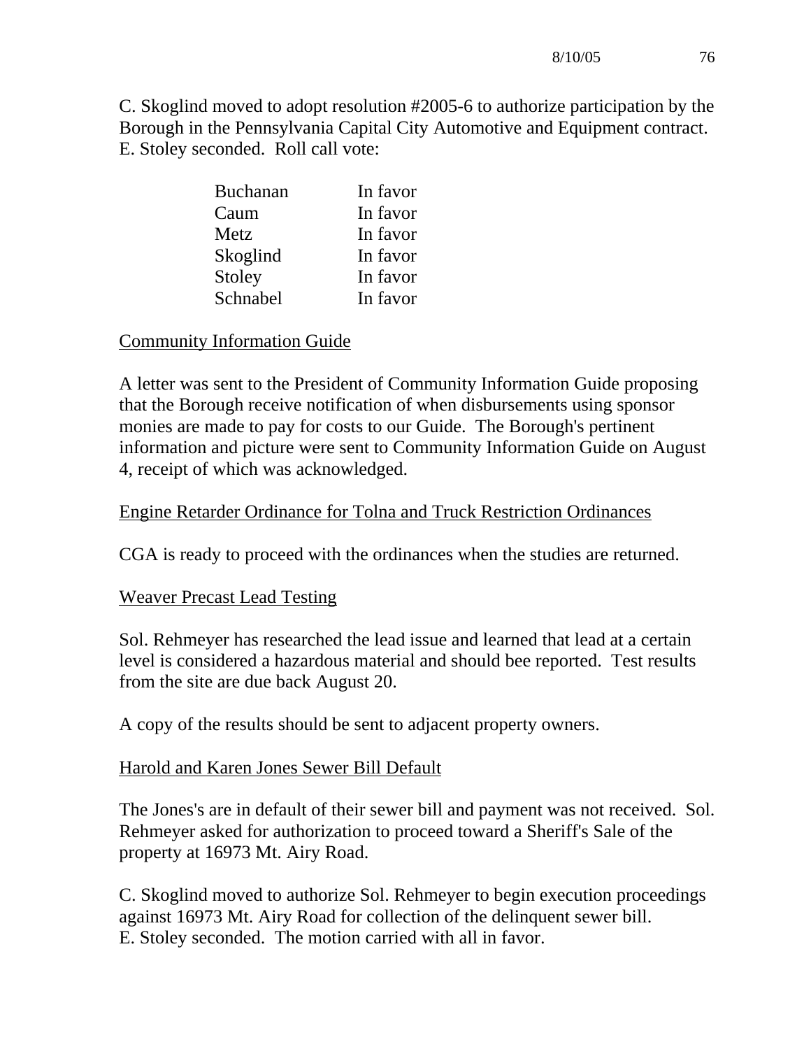C. Skoglind moved to adopt resolution #2005-6 to authorize participation by the Borough in the Pennsylvania Capital City Automotive and Equipment contract. E. Stoley seconded. Roll call vote:

| | |
|---|---|
| Buchanan | In favor |
| Caum | In favor |
| Metz | In favor |
| Skoglind | In favor |
| Stoley | In favor |
| Schnabel | In favor |

<u>Community Information Guide</u>

A letter was sent to the President of Community Information Guide proposing that the Borough receive notification of when disbursements using sponsor monies are made to pay for costs to our Guide. The Borough's pertinent information and picture were sent to Community Information Guide on August 4, receipt of which was acknowledged.

<u>Engine Retarder Ordinance for Tolna and Truck Restriction Ordinances</u>

CGA is ready to proceed with the ordinances when the studies are returned.

<u>Weaver Precast Lead Testing</u>

Sol. Rehmeyer has researched the lead issue and learned that lead at a certain level is considered a hazardous material and should bee reported. Test results from the site are due back August 20.

A copy of the results should be sent to adjacent property owners.

<u>Harold and Karen Jones Sewer Bill Default</u>

The Jones's are in default of their sewer bill and payment was not received. Sol. Rehmeyer asked for authorization to proceed toward a Sheriff's Sale of the property at 16973 Mt. Airy Road.

C. Skoglind moved to authorize Sol. Rehmeyer to begin execution proceedings against 16973 Mt. Airy Road for collection of the delinquent sewer bill. E. Stoley seconded. The motion carried with all in favor.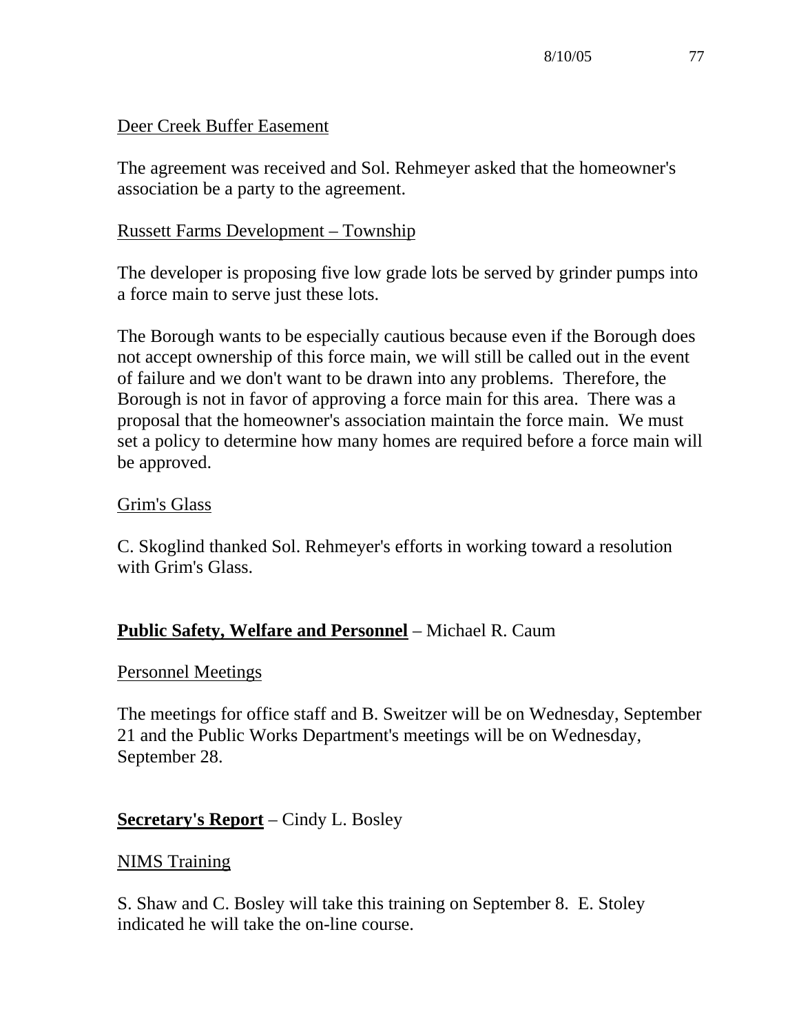Deer Creek Buffer Easement

The agreement was received and Sol. Rehmeyer asked that the homeowner's association be a party to the agreement.

Russett Farms Development – Township

The developer is proposing five low grade lots be served by grinder pumps into a force main to serve just these lots.

The Borough wants to be especially cautious because even if the Borough does not accept ownership of this force main, we will still be called out in the event of failure and we don't want to be drawn into any problems. Therefore, the Borough is not in favor of approving a force main for this area. There was a proposal that the homeowner's association maintain the force main. We must set a policy to determine how many homes are required before a force main will be approved.

Grim's Glass

C. Skoglind thanked Sol. Rehmeyer's efforts in working toward a resolution with Grim's Glass.

**Public Safety, Welfare and Personnel** – Michael R. Caum

Personnel Meetings

The meetings for office staff and B. Sweitzer will be on Wednesday, September 21 and the Public Works Department's meetings will be on Wednesday, September 28.

**Secretary's Report** – Cindy L. Bosley

NIMS Training

S. Shaw and C. Bosley will take this training on September 8. E. Stoley indicated he will take the on-line course.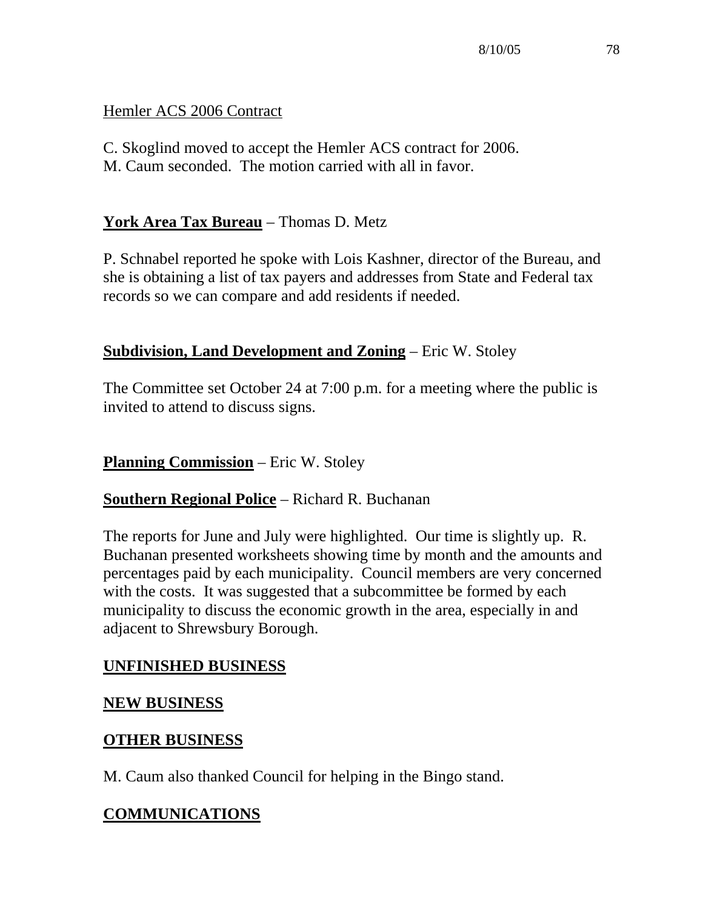Hemler ACS 2006 Contract

C. Skoglind moved to accept the Hemler ACS contract for 2006.
M. Caum seconded. The motion carried with all in favor.

**York Area Tax Bureau** – Thomas D. Metz

P. Schnabel reported he spoke with Lois Kashner, director of the Bureau, and she is obtaining a list of tax payers and addresses from State and Federal tax records so we can compare and add residents if needed.

**Subdivision, Land Development and Zoning** – Eric W. Stoley

The Committee set October 24 at 7:00 p.m. for a meeting where the public is invited to attend to discuss signs.

**Planning Commission** – Eric W. Stoley

**Southern Regional Police** – Richard R. Buchanan

The reports for June and July were highlighted. Our time is slightly up. R. Buchanan presented worksheets showing time by month and the amounts and percentages paid by each municipality. Council members are very concerned with the costs. It was suggested that a subcommittee be formed by each municipality to discuss the economic growth in the area, especially in and adjacent to Shrewsbury Borough.

**UNFINISHED BUSINESS**

**NEW BUSINESS**

**OTHER BUSINESS**

M. Caum also thanked Council for helping in the Bingo stand.

**COMMUNICATIONS**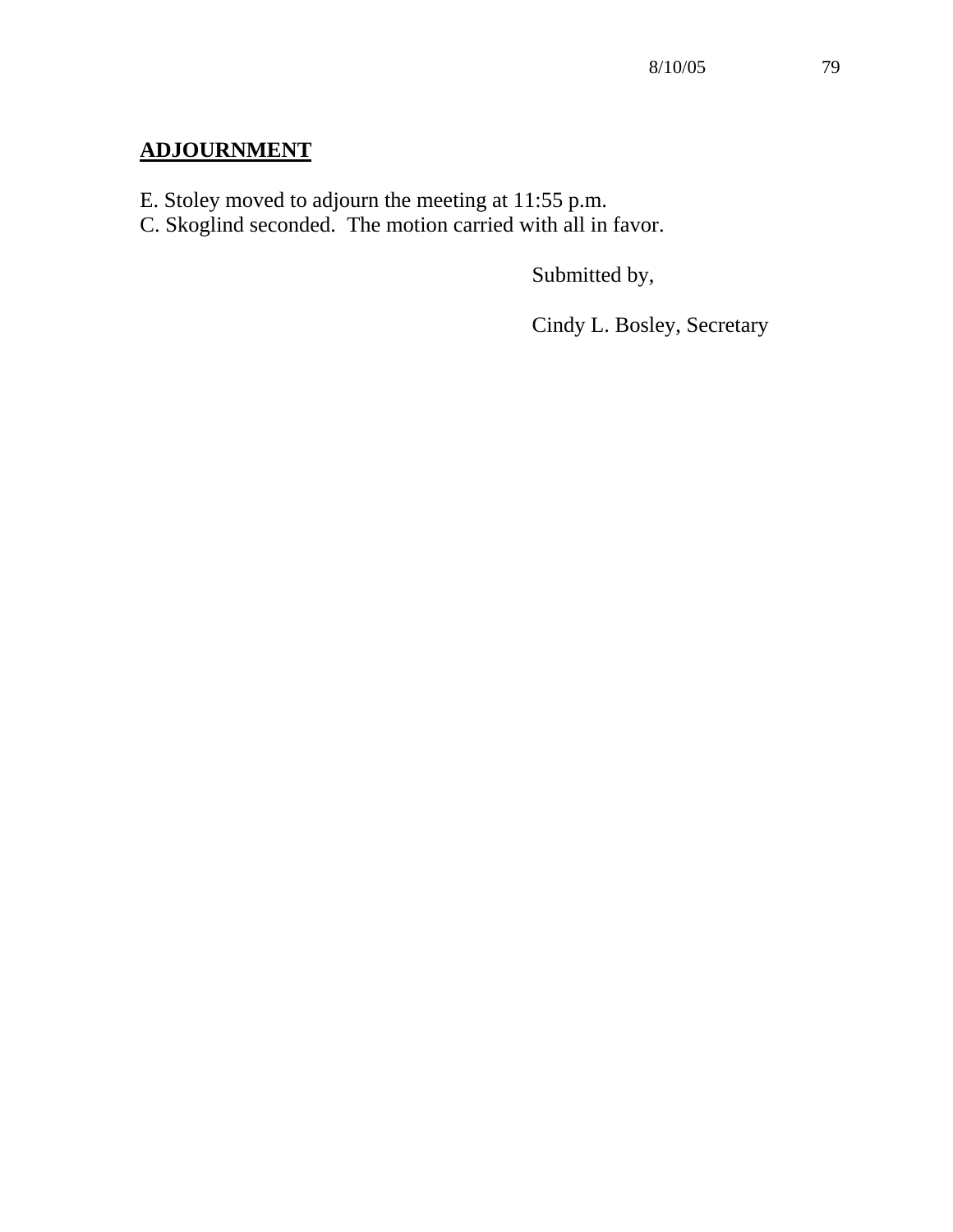## ADJOURNMENT

E. Stoley moved to adjourn the meeting at 11:55 p.m.
C. Skoglind seconded. The motion carried with all in favor.

Submitted by,

Cindy L. Bosley, Secretary